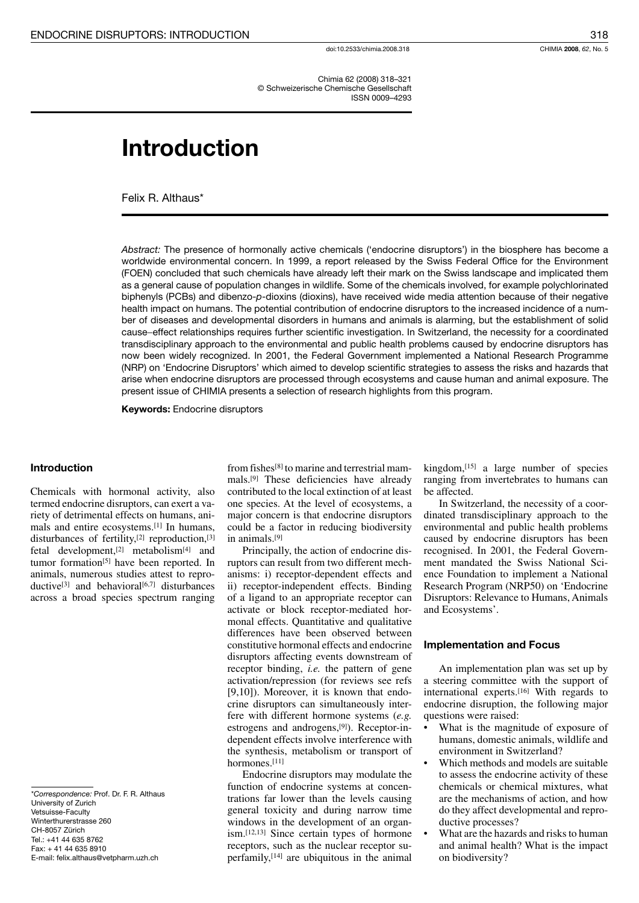Chimia 62 (2008) 318–321
© Schweizerische Chemische Gesellschaft
ISSN 0009–4293

# Introduction

Felix R. Althaus*

*Abstract:* The presence of hormonally active chemicals ('endocrine disruptors') in the biosphere has become a worldwide environmental concern. In 1999, a report released by the Swiss Federal Office for the Environment (FOEN) concluded that such chemicals have already left their mark on the Swiss landscape and implicated them as a general cause of population changes in wildlife. Some of the chemicals involved, for example polychlorinated biphenyls (PCBs) and dibenzo-*p*-dioxins (dioxins), have received wide media attention because of their negative health impact on humans. The potential contribution of endocrine disruptors to the increased incidence of a number of diseases and developmental disorders in humans and animals is alarming, but the establishment of solid cause–effect relationships requires further scientific investigation. In Switzerland, the necessity for a coordinated transdisciplinary approach to the environmental and public health problems caused by endocrine disruptors has now been widely recognized. In 2001, the Federal Government implemented a National Research Programme (NRP) on 'Endocrine Disruptors' which aimed to develop scientific strategies to assess the risks and hazards that arise when endocrine disruptors are processed through ecosystems and cause human and animal exposure. The present issue of CHIMIA presents a selection of research highlights from this program.

**Keywords:** Endocrine disruptors

## Introduction

Chemicals with hormonal activity, also termed endocrine disruptors, can exert a variety of detrimental effects on humans, animals and entire ecosystems.[1] In humans, disturbances of fertility,[2] reproduction,[3] fetal development,[2] metabolism[4] and tumor formation[5] have been reported. In animals, numerous studies attest to reproductive[3] and behavioral[6,7] disturbances across a broad species spectrum ranging from fishes[8] to marine and terrestrial mammals.[9] These deficiencies have already contributed to the local extinction of at least one species. At the level of ecosystems, a major concern is that endocrine disruptors could be a factor in reducing biodiversity in animals.[9]

Principally, the action of endocrine disruptors can result from two different mechanisms: i) receptor-dependent effects and ii) receptor-independent effects. Binding of a ligand to an appropriate receptor can activate or block receptor-mediated hormonal effects. Quantitative and qualitative differences have been observed between constitutive hormonal effects and endocrine disruptors affecting events downstream of receptor binding, *i.e.* the pattern of gene activation/repression (for reviews see refs [9,10]). Moreover, it is known that endocrine disruptors can simultaneously interfere with different hormone systems (*e.g.* estrogens and androgens,[9]). Receptor-independent effects involve interference with the synthesis, metabolism or transport of hormones.[11]

Endocrine disruptors may modulate the function of endocrine systems at concentrations far lower than the levels causing general toxicity and during narrow time windows in the development of an organism.[12,13] Since certain types of hormone receptors, such as the nuclear receptor superfamily,[14] are ubiquitous in the animal kingdom,[15] a large number of species ranging from invertebrates to humans can be affected.

In Switzerland, the necessity of a coordinated transdisciplinary approach to the environmental and public health problems caused by endocrine disruptors has been recognised. In 2001, the Federal Government mandated the Swiss National Science Foundation to implement a National Research Program (NRP50) on 'Endocrine Disruptors: Relevance to Humans, Animals and Ecosystems'.

## Implementation and Focus

An implementation plan was set up by a steering committee with the support of international experts.[16] With regards to endocrine disruption, the following major questions were raised:

- What is the magnitude of exposure of humans, domestic animals, wildlife and environment in Switzerland?
- Which methods and models are suitable to assess the endocrine activity of these chemicals or chemical mixtures, what are the mechanisms of action, and how do they affect developmental and reproductive processes?
- What are the hazards and risks to human and animal health? What is the impact on biodiversity?

*Correspondence: Prof. Dr. F. R. Althaus
University of Zurich
Vetsuisse-Faculty
Winterthurerstrasse 260
CH-8057 Zürich
Tel.: +41 44 635 8762
Fax: + 41 44 635 8910
E-mail: felix.althaus@vetpharm.uzh.ch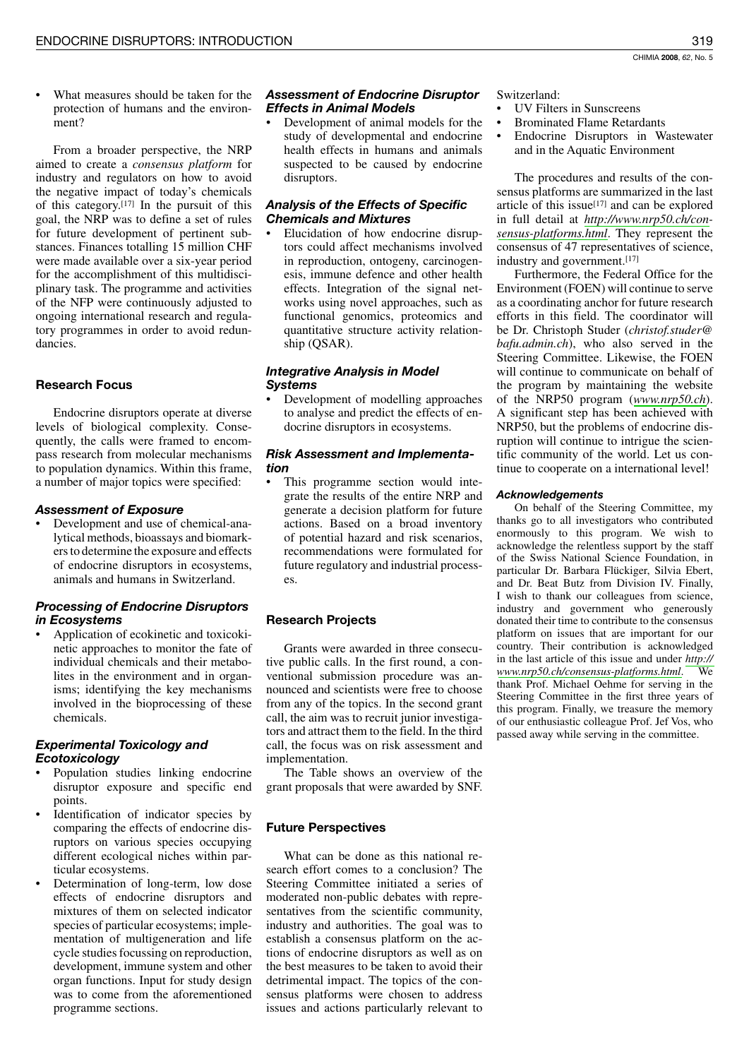- What measures should be taken for the protection of humans and the environment?

From a broader perspective, the NRP aimed to create a *consensus platform* for industry and regulators on how to avoid the negative impact of today's chemicals of this category.[17] In the pursuit of this goal, the NRP was to define a set of rules for future development of pertinent substances. Finances totalling 15 million CHF were made available over a six-year period for the accomplishment of this multidisciplinary task. The programme and activities of the NFP were continuously adjusted to ongoing international research and regulatory programmes in order to avoid redundancies.

## Research Focus

Endocrine disruptors operate at diverse levels of biological complexity. Consequently, the calls were framed to encompass research from molecular mechanisms to population dynamics. Within this frame, a number of major topics were specified:

### *Assessment of Exposure*

- Development and use of chemical-analytical methods, bioassays and biomarkers to determine the exposure and effects of endocrine disruptors in ecosystems, animals and humans in Switzerland.

### *Processing of Endocrine Disruptors in Ecosystems*

- Application of ecokinetic and toxicokinetic approaches to monitor the fate of individual chemicals and their metabolites in the environment and in organisms; identifying the key mechanisms involved in the bioprocessing of these chemicals.

### *Experimental Toxicology and Ecotoxicology*

- Population studies linking endocrine disruptor exposure and specific end points.
- Identification of indicator species by comparing the effects of endocrine disruptors on various species occupying different ecological niches within particular ecosystems.
- Determination of long-term, low dose effects of endocrine disruptors and mixtures of them on selected indicator species of particular ecosystems; implementation of multigeneration and life cycle studies focussing on reproduction, development, immune system and other organ functions. Input for study design was to come from the aforementioned programme sections.

### *Assessment of Endocrine Disruptor Effects in Animal Models*

- Development of animal models for the study of developmental and endocrine health effects in humans and animals suspected to be caused by endocrine disruptors.

### *Analysis of the Effects of Specific Chemicals and Mixtures*

- Elucidation of how endocrine disruptors could affect mechanisms involved in reproduction, ontogeny, carcinogenesis, immune defence and other health effects. Integration of the signal networks using novel approaches, such as functional genomics, proteomics and quantitative structure activity relationship (QSAR).

### *Integrative Analysis in Model Systems*

- Development of modelling approaches to analyse and predict the effects of endocrine disruptors in ecosystems.

### *Risk Assessment and Implementation*

- This programme section would integrate the results of the entire NRP and generate a decision platform for future actions. Based on a broad inventory of potential hazard and risk scenarios, recommendations were formulated for future regulatory and industrial processes.

## Research Projects

Grants were awarded in three consecutive public calls. In the first round, a conventional submission procedure was announced and scientists were free to choose from any of the topics. In the second grant call, the aim was to recruit junior investigators and attract them to the field. In the third call, the focus was on risk assessment and implementation.

The Table shows an overview of the grant proposals that were awarded by SNF.

## Future Perspectives

What can be done as this national research effort comes to a conclusion? The Steering Committee initiated a series of moderated non-public debates with representatives from the scientific community, industry and authorities. The goal was to establish a consensus platform on the actions of endocrine disruptors as well as on the best measures to be taken to avoid their detrimental impact. The topics of the consensus platforms were chosen to address issues and actions particularly relevant to Switzerland:

- UV Filters in Sunscreens
- Brominated Flame Retardants
- Endocrine Disruptors in Wastewater and in the Aquatic Environment

The procedures and results of the consensus platforms are summarized in the last article of this issue[17] and can be explored in full detail at *http://www.nrp50.ch/consensus-platforms.html*. They represent the consensus of 47 representatives of science, industry and government.[17]

Furthermore, the Federal Office for the Environment (FOEN) will continue to serve as a coordinating anchor for future research efforts in this field. The coordinator will be Dr. Christoph Studer (*christof.studer@bafu.admin.ch*), who also served in the Steering Committee. Likewise, the FOEN will continue to communicate on behalf of the program by maintaining the website of the NRP50 program (*www.nrp50.ch*). A significant step has been achieved with NRP50, but the problems of endocrine disruption will continue to intrigue the scientific community of the world. Let us continue to cooperate on a international level!

#### *Acknowledgements*

On behalf of the Steering Committee, my thanks go to all investigators who contributed enormously to this program. We wish to acknowledge the relentless support by the staff of the Swiss National Science Foundation, in particular Dr. Barbara Flückiger, Silvia Ebert, and Dr. Beat Butz from Division IV. Finally, I wish to thank our colleagues from science, industry and government who generously donated their time to contribute to the consensus platform on issues that are important for our country. Their contribution is acknowledged in the last article of this issue and under *http://www.nrp50.ch/consensus-platforms.html*. We thank Prof. Michael Oehme for serving in the Steering Committee in the first three years of this program. Finally, we treasure the memory of our enthusiastic colleague Prof. Jef Vos, who passed away while serving in the committee.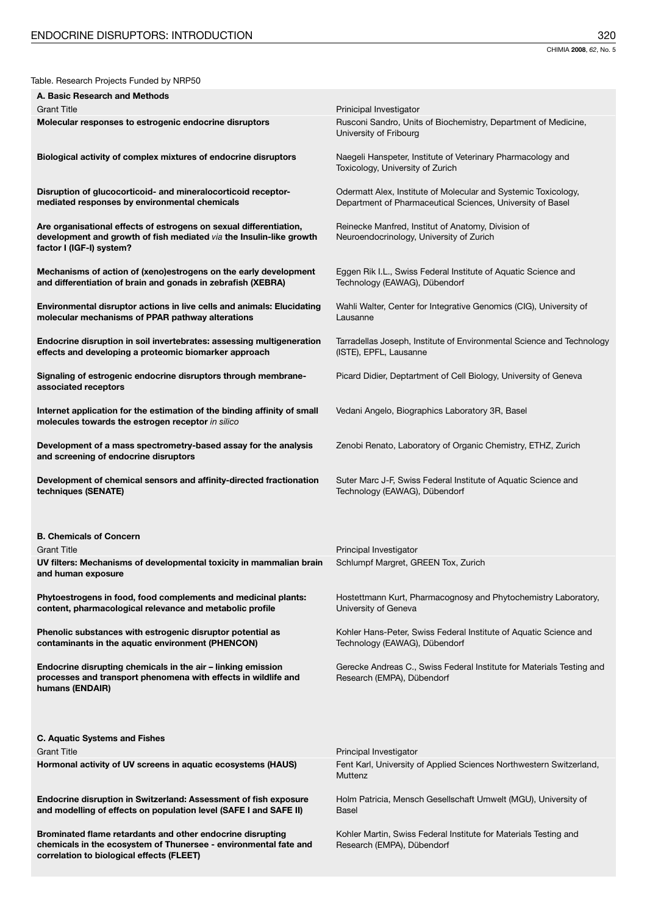Table. Research Projects Funded by NRP50

| | |
|---|---|
| **A. Basic Research and Methods** | |
| Grant Title | Prinicipal Investigator |
| **Molecular responses to estrogenic endocrine disruptors** | Rusconi Sandro, Units of Biochemistry, Department of Medicine, University of Fribourg |
| **Biological activity of complex mixtures of endocrine disruptors** | Naegeli Hanspeter, Institute of Veterinary Pharmacology and Toxicology, University of Zurich |
| **Disruption of glucocorticoid- and mineralocorticoid receptor-mediated responses by environmental chemicals** | Odermatt Alex, Institute of Molecular and Systemic Toxicology, Department of Pharmaceutical Sciences, University of Basel |
| **Are organisational effects of estrogens on sexual differentiation, development and growth of fish mediated *via* the Insulin-like growth factor I (IGF-I) system?** | Reinecke Manfred, Institut of Anatomy, Division of Neuroendocrinology, University of Zurich |
| **Mechanisms of action of (xeno)estrogens on the early development and differentiation of brain and gonads in zebrafish (XEBRA)** | Eggen Rik I.L., Swiss Federal Institute of Aquatic Science and Technology (EAWAG), Dübendorf |
| **Environmental disruptor actions in live cells and animals: Elucidating molecular mechanisms of PPAR pathway alterations** | Wahli Walter, Center for Integrative Genomics (CIG), University of Lausanne |
| **Endocrine disruption in soil invertebrates: assessing multigeneration effects and developing a proteomic biomarker approach** | Tarradellas Joseph, Institute of Environmental Science and Technology (ISTE), EPFL, Lausanne |
| **Signaling of estrogenic endocrine disruptors through membrane-associated receptors** | Picard Didier, Deptartment of Cell Biology, University of Geneva |
| **Internet application for the estimation of the binding affinity of small molecules towards the estrogen receptor *in silico*** | Vedani Angelo, Biographics Laboratory 3R, Basel |
| **Development of a mass spectrometry-based assay for the analysis and screening of endocrine disruptors** | Zenobi Renato, Laboratory of Organic Chemistry, ETHZ, Zurich |
| **Development of chemical sensors and affinity-directed fractionation techniques (SENATE)** | Suter Marc J-F, Swiss Federal Institute of Aquatic Science and Technology (EAWAG), Dübendorf |
| **B. Chemicals of Concern** | |
| Grant Title | Principal Investigator |
| **UV filters: Mechanisms of developmental toxicity in mammalian brain and human exposure** | Schlumpf Margret, GREEN Tox, Zurich |
| **Phytoestrogens in food, food complements and medicinal plants: content, pharmacological relevance and metabolic profile** | Hostettmann Kurt, Pharmacognosy and Phytochemistry Laboratory, University of Geneva |
| **Phenolic substances with estrogenic disruptor potential as contaminants in the aquatic environment (PHENCON)** | Kohler Hans-Peter, Swiss Federal Institute of Aquatic Science and Technology (EAWAG), Dübendorf |
| **Endocrine disrupting chemicals in the air – linking emission processes and transport phenomena with effects in wildlife and humans (ENDAIR)** | Gerecke Andreas C., Swiss Federal Institute for Materials Testing and Research (EMPA), Dübendorf |
| **C. Aquatic Systems and Fishes** | |
| Grant Title | Principal Investigator |
| **Hormonal activity of UV screens in aquatic ecosystems (HAUS)** | Fent Karl, University of Applied Sciences Northwestern Switzerland, Muttenz |
| **Endocrine disruption in Switzerland: Assessment of fish exposure and modelling of effects on population level (SAFE I and SAFE II)** | Holm Patricia, Mensch Gesellschaft Umwelt (MGU), University of Basel |
| **Brominated flame retardants and other endocrine disrupting chemicals in the ecosystem of Thunersee - environmental fate and correlation to biological effects (FLEET)** | Kohler Martin, Swiss Federal Institute for Materials Testing and Research (EMPA), Dübendorf |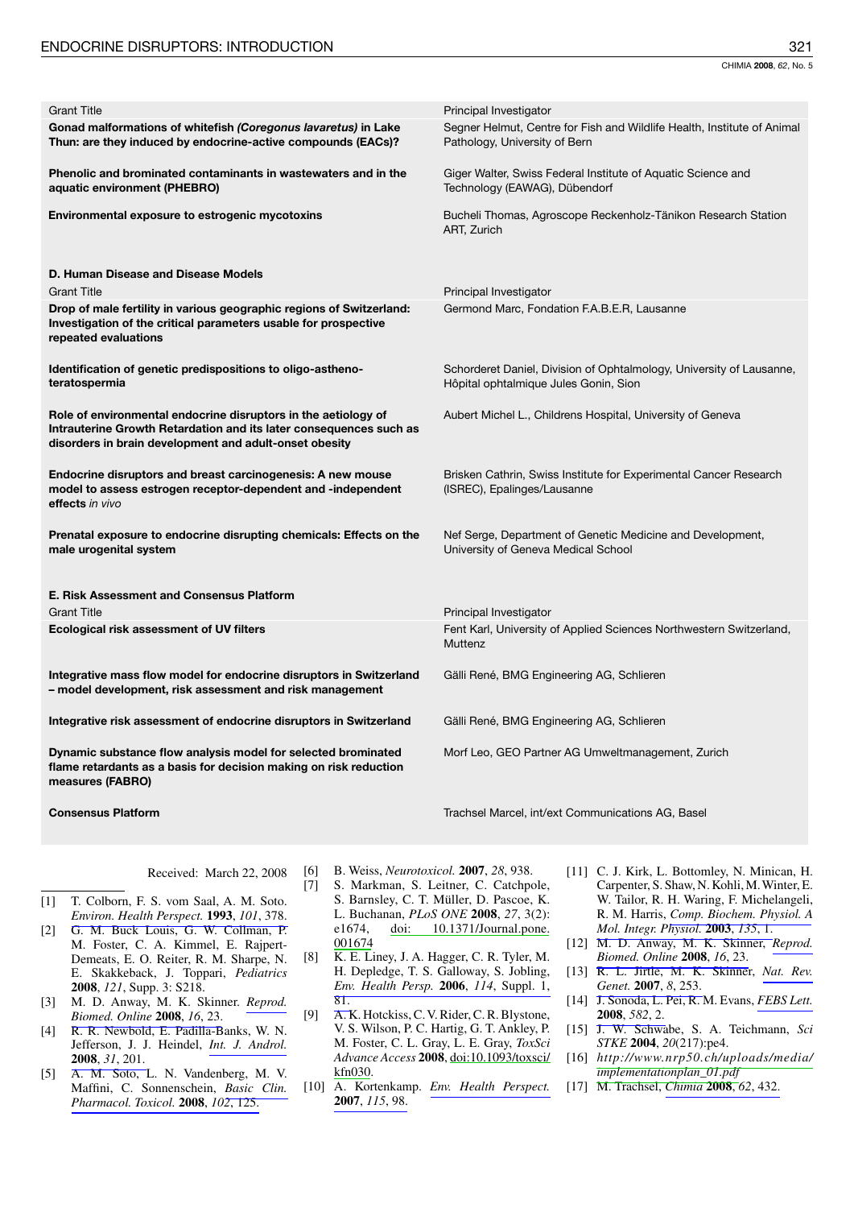| Grant Title | Principal Investigator |
|---|---|
| **Gonad malformations of whitefish *(Coregonus lavaretus)* in Lake Thun: are they induced by endocrine-active compounds (EACs)?** | Segner Helmut, Centre for Fish and Wildlife Health, Institute of Animal Pathology, University of Bern |
| **Phenolic and brominated contaminants in wastewaters and in the aquatic environment (PHEBRO)** | Giger Walter, Swiss Federal Institute of Aquatic Science and Technology (EAWAG), Dübendorf |
| **Environmental exposure to estrogenic mycotoxins** | Bucheli Thomas, Agroscope Reckenholz-Tänikon Research Station ART, Zurich |

**D. Human Disease and Disease Models**

| Grant Title | Principal Investigator |
|---|---|
| **Drop of male fertility in various geographic regions of Switzerland: Investigation of the critical parameters usable for prospective repeated evaluations** | Germond Marc, Fondation F.A.B.E.R, Lausanne |
| **Identification of genetic predispositions to oligo-astheno-teratospermia** | Schorderet Daniel, Division of Ophtalmology, University of Lausanne, Hôpital ophtalmique Jules Gonin, Sion |
| **Role of environmental endocrine disruptors in the aetiology of Intrauterine Growth Retardation and its later consequences such as disorders in brain development and adult-onset obesity** | Aubert Michel L., Childrens Hospital, University of Geneva |
| **Endocrine disruptors and breast carcinogenesis: A new mouse model to assess estrogen receptor-dependent and -independent effects** *in vivo* | Brisken Cathrin, Swiss Institute for Experimental Cancer Research (ISREC), Epalinges/Lausanne |
| **Prenatal exposure to endocrine disrupting chemicals: Effects on the male urogenital system** | Nef Serge, Department of Genetic Medicine and Development, University of Geneva Medical School |

**E. Risk Assessment and Consensus Platform**

| Grant Title | Principal Investigator |
|---|---|
| **Ecological risk assessment of UV filters** | Fent Karl, University of Applied Sciences Northwestern Switzerland, Muttenz |
| **Integrative mass flow model for endocrine disruptors in Switzerland – model development, risk assessment and risk management** | Gälli René, BMG Engineering AG, Schlieren |
| **Integrative risk assessment of endocrine disruptors in Switzerland** | Gälli René, BMG Engineering AG, Schlieren |
| **Dynamic substance flow analysis model for selected brominated flame retardants as a basis for decision making on risk reduction measures (FABRO)** | Morf Leo, GEO Partner AG Umweltmanagement, Zurich |
| **Consensus Platform** | Trachsel Marcel, int/ext Communications AG, Basel |

Received: March 22, 2008

[1] T. Colborn, F. S. vom Saal, A. M. Soto. *Environ. Health Perspect.* **1993**, *101*, 378.

[2] G. M. Buck Louis, G. W. Collman, P. M. Foster, C. A. Kimmel, E. Rajpert-Demeats, E. O. Reiter, R. M. Sharpe, N. E. Skakkeback, J. Toppari, *Pediatrics* **2008**, *121*, Supp. 3: S218.

[3] M. D. Anway, M. K. Skinner. *Reprod. Biomed. Online* **2008**, *16*, 23.

[4] R. R. Newbold, E. Padilla-Banks, W. N. Jefferson, J. J. Heindel, *Int. J. Androl.* **2008**, *31*, 201.

[5] A. M. Soto, L. N. Vandenberg, M. V. Maffini, C. Sonnenschein, *Basic Clin. Pharmacol. Toxicol.* **2008**, *102*, 125.

[6] B. Weiss, *Neurotoxicol.* **2007**, *28*, 938.

[7] S. Markman, S. Leitner, C. Catchpole, S. Barnsley, C. T. Müller, D. Pascoe, K. L. Buchanan, *PLoS ONE* **2008**, *27*, 3(2): e1674, doi: 10.1371/Journal.pone.001674

[8] K. E. Liney, J. A. Hagger, C. R. Tyler, M. H. Depledge, T. S. Galloway, S. Jobling, *Env. Health Persp.* **2006**, *114*, Suppl. 1, 81.

[9] A. K. Hotckiss, C. V. Rider, C. R. Blystone, V. S. Wilson, P. C. Hartig, G. T. Ankley, P. M. Foster, C. L. Gray, L. E. Gray, *ToxSci Advance Access* **2008**, doi:10.1093/toxsci/kfn030.

[10] A. Kortenkamp. *Env. Health Perspect.* **2007**, *115*, 98.

[11] C. J. Kirk, L. Bottomley, N. Minican, H. Carpenter, S. Shaw, N. Kohli, M. Winter, E. W. Tailor, R. H. Waring, F. Michelangeli, R. M. Harris, *Comp. Biochem. Physiol. A Mol. Integr. Physiol.* **2003**, *135*, 1.

[12] M. D. Anway, M. K. Skinner, *Reprod. Biomed. Online* **2008**, *16*, 23.

[13] R. L. Jirtle, M. K. Skinner, *Nat. Rev. Genet.* **2007**, *8*, 253.

[14] J. Sonoda, L. Pei, R. M. Evans, *FEBS Lett.* **2008**, *582*, 2.

[15] J. W. Schwabe, S. A. Teichmann, *Sci STKE* **2004**, *20*(217):pe4.

[16] *http://www.nrp50.ch/uploads/media/implementationplan_01.pdf*

[17] M. Trachsel, *Chimia* **2008**, *62*, 432.